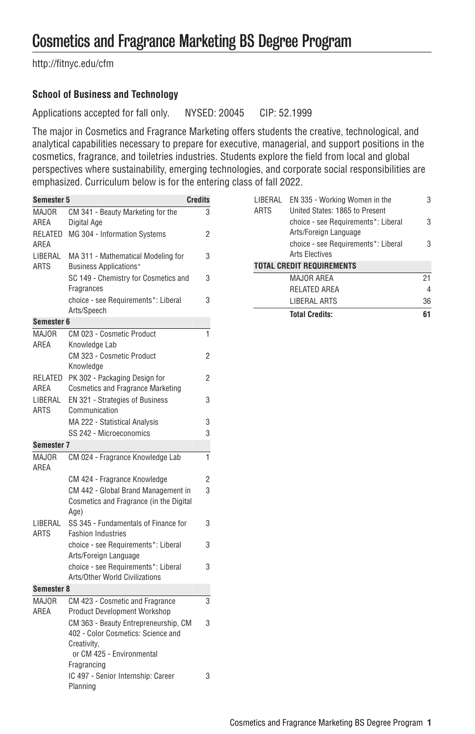# Cosmetics and Fragrance Marketing BS Degree Program

http://fitnyc.edu/cfm

### School of Business and Technology

Applications accepted for fall only. NYSED: 20045 CIP: 52.1999

The major in Cosmetics and Fragrance Marketing offers students the creative, technological, and analytical capabilities necessary to prepare for executive, managerial, and support positions in the cosmetics, fragrance, and toiletries industries. Students explore the field from local and global perspectives where sustainability, emerging technologies, and corporate social responsibilities are emphasized. Curriculum below is for the entering class of fall 2022.

| Semester 5 | | Credits |
|---|---|---|
| MAJOR AREA | CM 341 - Beauty Marketing for the Digital Age | 3 |
| RELATED AREA | MG 304 - Information Systems | 2 |
| LIBERAL ARTS | MA 311 - Mathematical Modeling for Business Applications* | 3 |
| | SC 149 - Chemistry for Cosmetics and Fragrances | 3 |
| | choice - see Requirements*: Liberal Arts/Speech | 3 |
| **Semester 6** | | |
| MAJOR AREA | CM 023 - Cosmetic Product Knowledge Lab | 1 |
| | CM 323 - Cosmetic Product Knowledge | 2 |
| RELATED AREA | PK 302 - Packaging Design for Cosmetics and Fragrance Marketing | 2 |
| LIBERAL ARTS | EN 321 - Strategies of Business Communication | 3 |
| | MA 222 - Statistical Analysis | 3 |
| | SS 242 - Microeconomics | 3 |
| **Semester 7** | | |
| MAJOR AREA | CM 024 - Fragrance Knowledge Lab | 1 |
| | CM 424 - Fragrance Knowledge | 2 |
| | CM 442 - Global Brand Management in Cosmetics and Fragrance (in the Digital Age) | 3 |
| LIBERAL ARTS | SS 345 - Fundamentals of Finance for Fashion Industries | 3 |
| | choice - see Requirements*: Liberal Arts/Foreign Language | 3 |
| | choice - see Requirements*: Liberal Arts/Other World Civilizations | 3 |
| **Semester 8** | | |
| MAJOR AREA | CM 423 - Cosmetic and Fragrance Product Development Workshop | 3 |
| | CM 363 - Beauty Entrepreneurship, CM 402 - Color Cosmetics: Science and Creativity, or CM 425 - Environmental Fragrancing | 3 |
| | IC 497 - Senior Internship: Career Planning | 3 |
| LIBERAL ARTS | EN 335 - Working Women in the United States: 1865 to Present | 3 |
| | choice - see Requirements*: Liberal Arts/Foreign Language | 3 |
| | choice - see Requirements*: Liberal Arts Electives | 3 |

| TOTAL CREDIT REQUIREMENTS | |
|---|---|
| MAJOR AREA | 21 |
| RELATED AREA | 4 |
| LIBERAL ARTS | 36 |
| **Total Credits:** | **61** |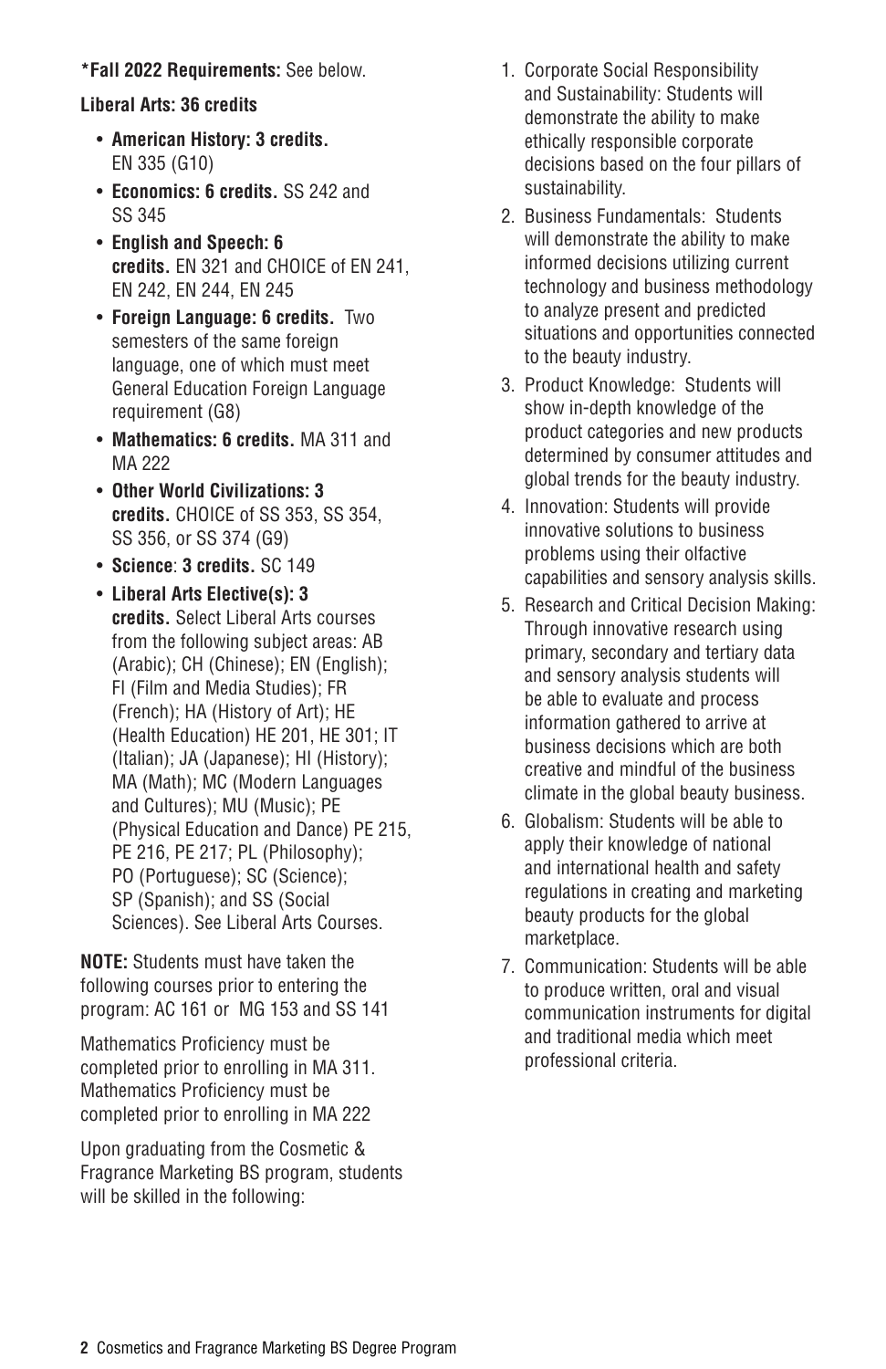**\*Fall 2022 Requirements:** See below.

**Liberal Arts: 36 credits**

- **American History: 3 credits.** EN 335 (G10)
- **Economics: 6 credits.** SS 242 and SS 345
- **English and Speech: 6 credits.** EN 321 and CHOICE of EN 241, EN 242, EN 244, EN 245
- **Foreign Language: 6 credits.** Two semesters of the same foreign language, one of which must meet General Education Foreign Language requirement (G8)
- **Mathematics: 6 credits.** MA 311 and MA 222
- **Other World Civilizations: 3 credits.** CHOICE of SS 353, SS 354, SS 356, or SS 374 (G9)
- **Science**: **3 credits.** SC 149
- **Liberal Arts Elective(s): 3 credits.** Select Liberal Arts courses from the following subject areas: AB (Arabic); CH (Chinese); EN (English); FI (Film and Media Studies); FR (French); HA (History of Art); HE (Health Education) HE 201, HE 301; IT (Italian); JA (Japanese); HI (History); MA (Math); MC (Modern Languages and Cultures); MU (Music); PE (Physical Education and Dance) PE 215, PE 216, PE 217; PL (Philosophy); PO (Portuguese); SC (Science); SP (Spanish); and SS (Social Sciences). See Liberal Arts Courses.

**NOTE:** Students must have taken the following courses prior to entering the program: AC 161 or MG 153 and SS 141

Mathematics Proficiency must be completed prior to enrolling in MA 311. Mathematics Proficiency must be completed prior to enrolling in MA 222

Upon graduating from the Cosmetic & Fragrance Marketing BS program, students will be skilled in the following:

1. Corporate Social Responsibility and Sustainability: Students will demonstrate the ability to make ethically responsible corporate decisions based on the four pillars of sustainability.
2. Business Fundamentals: Students will demonstrate the ability to make informed decisions utilizing current technology and business methodology to analyze present and predicted situations and opportunities connected to the beauty industry.
3. Product Knowledge: Students will show in-depth knowledge of the product categories and new products determined by consumer attitudes and global trends for the beauty industry.
4. Innovation: Students will provide innovative solutions to business problems using their olfactive capabilities and sensory analysis skills.
5. Research and Critical Decision Making: Through innovative research using primary, secondary and tertiary data and sensory analysis students will be able to evaluate and process information gathered to arrive at business decisions which are both creative and mindful of the business climate in the global beauty business.
6. Globalism: Students will be able to apply their knowledge of national and international health and safety regulations in creating and marketing beauty products for the global marketplace.
7. Communication: Students will be able to produce written, oral and visual communication instruments for digital and traditional media which meet professional criteria.